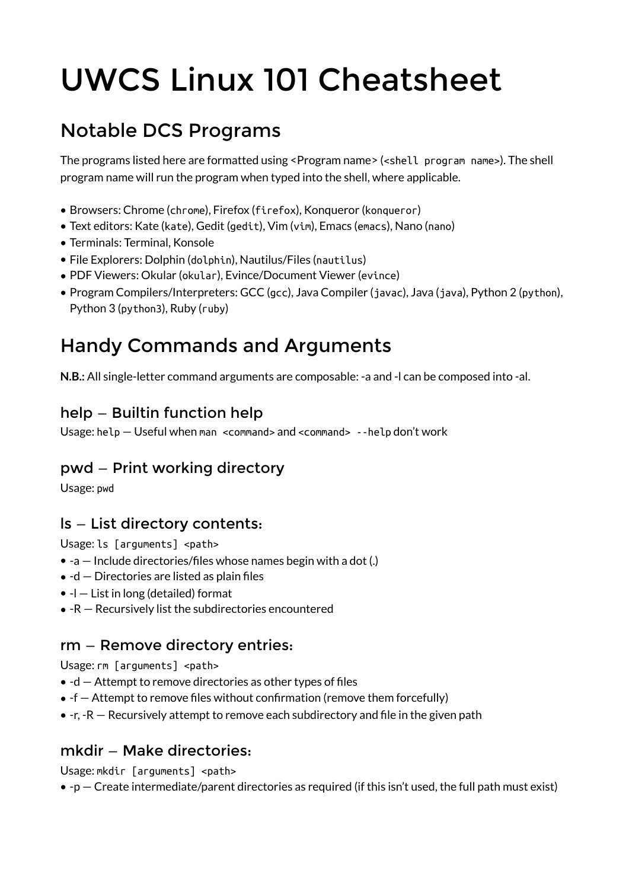# UWCS Linux 101 Cheatsheet

## Notable DCS Programs

The programs listed here are formatted using <Program name> (`<shell program name>`). The shell program name will run the program when typed into the shell, where applicable.

- Browsers: Chrome (`chrome`), Firefox (`firefox`), Konqueror (`konqueror`)
- Text editors: Kate (`kate`), Gedit (`gedit`), Vim (`vim`), Emacs (`emacs`), Nano (`nano`)
- Terminals: Terminal, Konsole
- File Explorers: Dolphin (`dolphin`), Nautilus/Files (`nautilus`)
- PDF Viewers: Okular (`okular`), Evince/Document Viewer (`evince`)
- Program Compilers/Interpreters: GCC (`gcc`), Java Compiler (`javac`), Java (`java`), Python 2 (`python`), Python 3 (`python3`), Ruby (`ruby`)

## Handy Commands and Arguments

**N.B.:** All single-letter command arguments are composable: -a and -l can be composed into -al.

### help – Builtin function help

Usage: `help` — Useful when `man <command>` and `<command> --help` don't work

### pwd – Print working directory

Usage: `pwd`

### ls – List directory contents:

Usage: `ls [arguments] <path>`

- -a — Include directories/files whose names begin with a dot (.)
- -d — Directories are listed as plain files
- -l — List in long (detailed) format
- -R — Recursively list the subdirectories encountered

### rm – Remove directory entries:

Usage: `rm [arguments] <path>`

- -d — Attempt to remove directories as other types of files
- -f — Attempt to remove files without confirmation (remove them forcefully)
- -r, -R — Recursively attempt to remove each subdirectory and file in the given path

### mkdir – Make directories:

Usage: `mkdir [arguments] <path>`

- -p — Create intermediate/parent directories as required (if this isn't used, the full path must exist)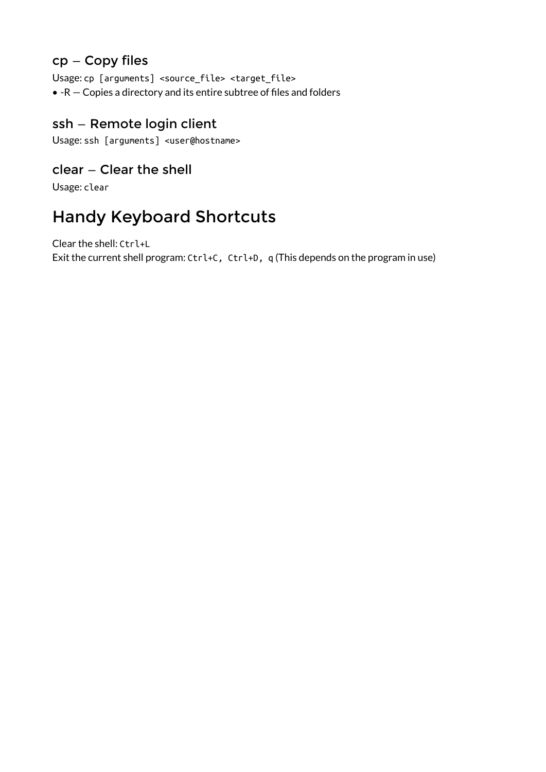### cp – Copy files

Usage: `cp [arguments] <source_file> <target_file>`

- -R — Copies a directory and its entire subtree of files and folders

### ssh – Remote login client

Usage: `ssh [arguments] <user@hostname>`

### clear – Clear the shell

Usage: `clear`

## Handy Keyboard Shortcuts

Clear the shell: `Ctrl+L`
Exit the current shell program: `Ctrl+C, Ctrl+D, q` (This depends on the program in use)